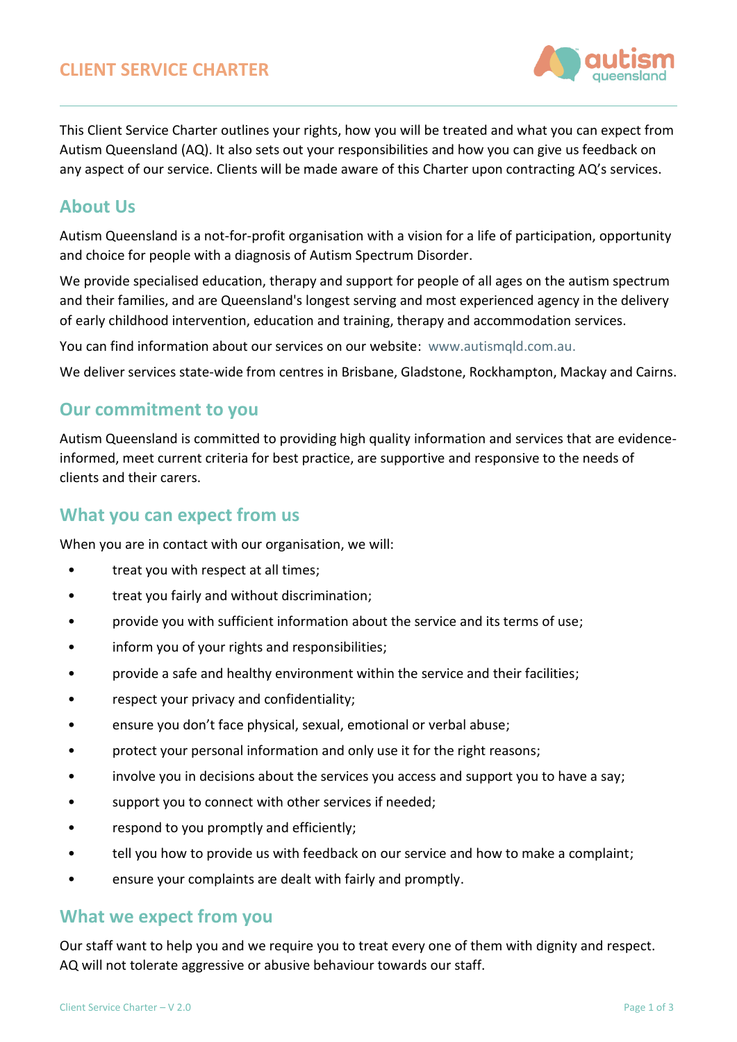# CLIENT SERVICE CHARTER

This Client Service Charter outlines your rights, how you will be treated and what you can expect from Autism Queensland (AQ). It also sets out your responsibilities and how you can give us feedback on any aspect of our service. Clients will be made aware of this Charter upon contracting AQ's services.

## About Us

Autism Queensland is a not-for-profit organisation with a vision for a life of participation, opportunity and choice for people with a diagnosis of Autism Spectrum Disorder.

We provide specialised education, therapy and support for people of all ages on the autism spectrum and their families, and are Queensland's longest serving and most experienced agency in the delivery of early childhood intervention, education and training, therapy and accommodation services.

You can find information about our services on our website: www.autismqld.com.au.

We deliver services state-wide from centres in Brisbane, Gladstone, Rockhampton, Mackay and Cairns.

## Our commitment to you

Autism Queensland is committed to providing high quality information and services that are evidence-informed, meet current criteria for best practice, are supportive and responsive to the needs of clients and their carers.

## What you can expect from us

When you are in contact with our organisation, we will:

- treat you with respect at all times;
- treat you fairly and without discrimination;
- provide you with sufficient information about the service and its terms of use;
- inform you of your rights and responsibilities;
- provide a safe and healthy environment within the service and their facilities;
- respect your privacy and confidentiality;
- ensure you don't face physical, sexual, emotional or verbal abuse;
- protect your personal information and only use it for the right reasons;
- involve you in decisions about the services you access and support you to have a say;
- support you to connect with other services if needed;
- respond to you promptly and efficiently;
- tell you how to provide us with feedback on our service and how to make a complaint;
- ensure your complaints are dealt with fairly and promptly.

## What we expect from you

Our staff want to help you and we require you to treat every one of them with dignity and respect. AQ will not tolerate aggressive or abusive behaviour towards our staff.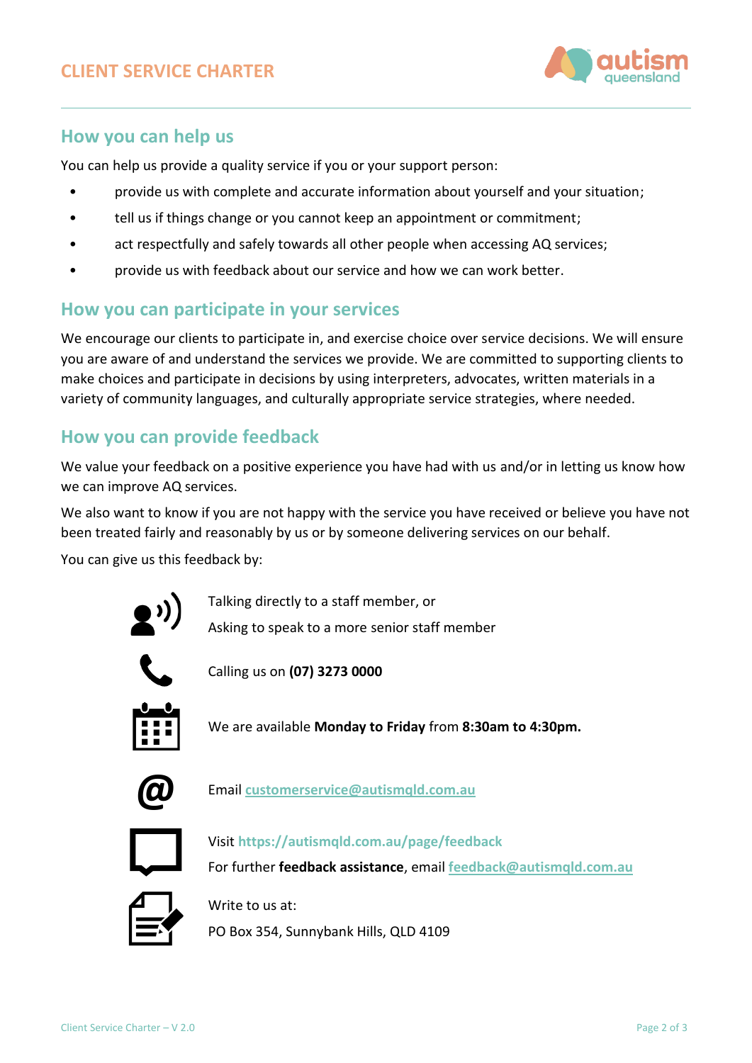## How you can help us

You can help us provide a quality service if you or your support person:

- provide us with complete and accurate information about yourself and your situation;
- tell us if things change or you cannot keep an appointment or commitment;
- act respectfully and safely towards all other people when accessing AQ services;
- provide us with feedback about our service and how we can work better.

## How you can participate in your services

We encourage our clients to participate in, and exercise choice over service decisions. We will ensure you are aware of and understand the services we provide. We are committed to supporting clients to make choices and participate in decisions by using interpreters, advocates, written materials in a variety of community languages, and culturally appropriate service strategies, where needed.

## How you can provide feedback

We value your feedback on a positive experience you have had with us and/or in letting us know how we can improve AQ services.

We also want to know if you are not happy with the service you have received or believe you have not been treated fairly and reasonably by us or by someone delivering services on our behalf.

You can give us this feedback by:

Talking directly to a staff member, or
Asking to speak to a more senior staff member

Calling us on **(07) 3273 0000**

We are available **Monday to Friday** from **8:30am to 4:30pm.**

Email customerservice@autismqld.com.au

Visit https://autismqld.com.au/page/feedback
For further **feedback assistance**, email feedback@autismqld.com.au

Write to us at:
PO Box 354, Sunnybank Hills, QLD 4109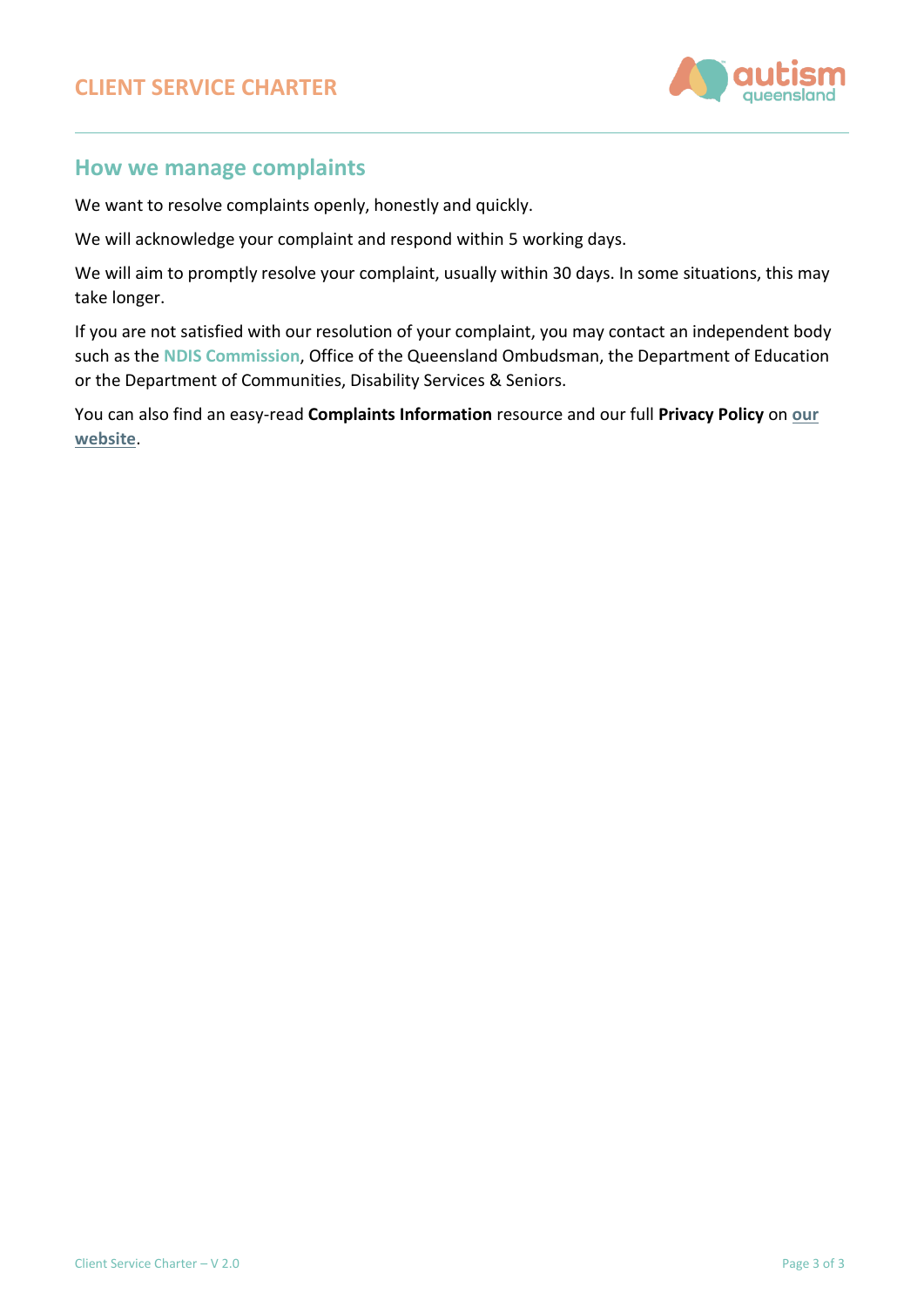## How we manage complaints

We want to resolve complaints openly, honestly and quickly.

We will acknowledge your complaint and respond within 5 working days.

We will aim to promptly resolve your complaint, usually within 30 days. In some situations, this may take longer.

If you are not satisfied with our resolution of your complaint, you may contact an independent body such as the NDIS Commission, Office of the Queensland Ombudsman, the Department of Education or the Department of Communities, Disability Services & Seniors.

You can also find an easy-read **Complaints Information** resource and our full **Privacy Policy** on **our website**.